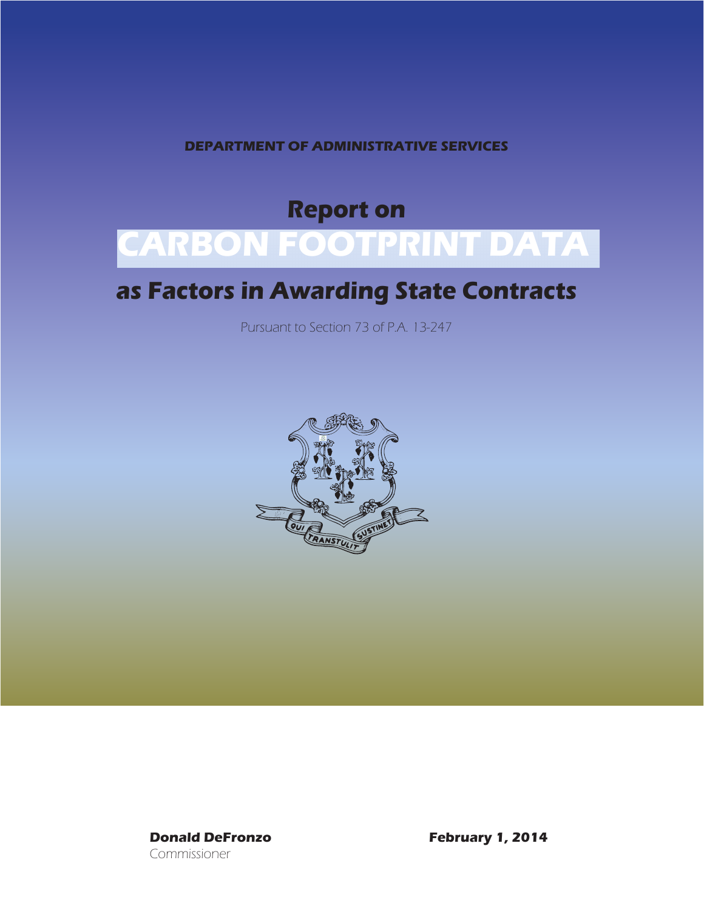**DEPARTMENT OF ADMINISTRATIVE SERVICES**

# Report on CARBON FOOTPRINT DATA as Factors in Awarding State Contracts

Pursuant to Section 73 of P.A. 13-247

QUI TRANSTULIT SUSTINET

**Donald DeFronzo**
Commissioner

**February 1, 2014**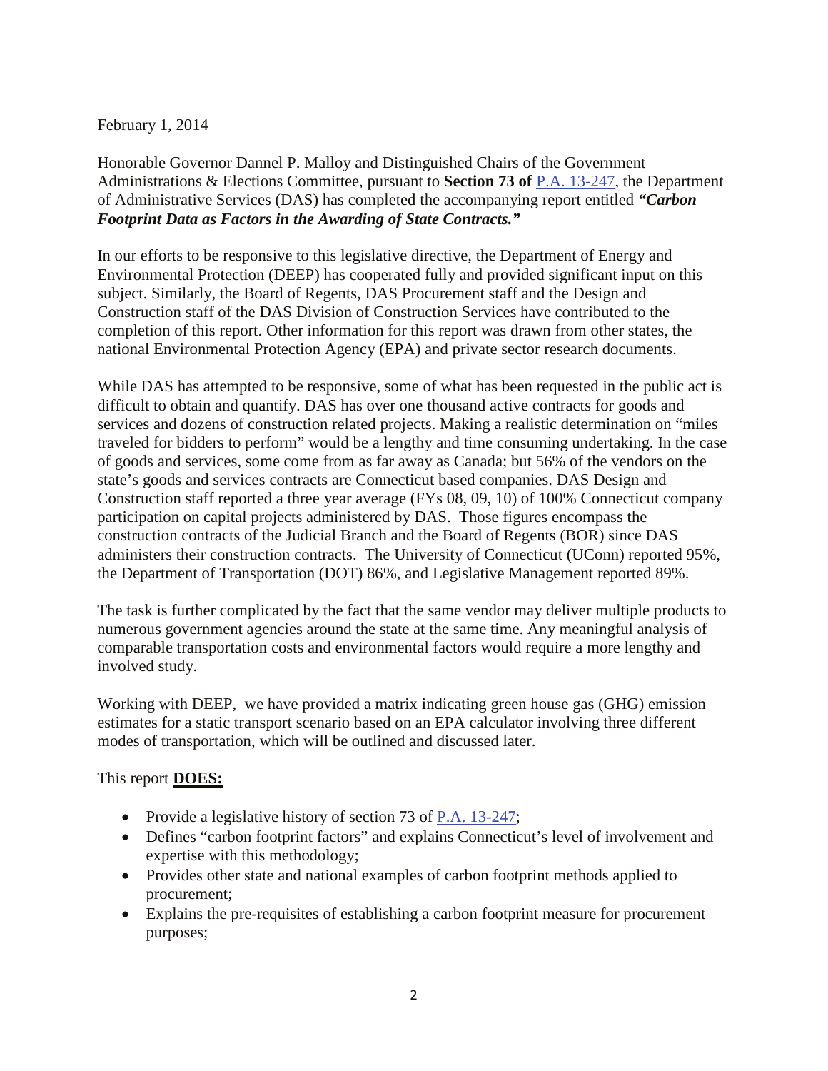February 1, 2014

Honorable Governor Dannel P. Malloy and Distinguished Chairs of the Government Administrations & Elections Committee, pursuant to **Section 73 of** [P.A. 13-247](), the Department of Administrative Services (DAS) has completed the accompanying report entitled ***"Carbon Footprint Data as Factors in the Awarding of State Contracts."***

In our efforts to be responsive to this legislative directive, the Department of Energy and Environmental Protection (DEEP) has cooperated fully and provided significant input on this subject. Similarly, the Board of Regents, DAS Procurement staff and the Design and Construction staff of the DAS Division of Construction Services have contributed to the completion of this report. Other information for this report was drawn from other states, the national Environmental Protection Agency (EPA) and private sector research documents.

While DAS has attempted to be responsive, some of what has been requested in the public act is difficult to obtain and quantify. DAS has over one thousand active contracts for goods and services and dozens of construction related projects. Making a realistic determination on "miles traveled for bidders to perform" would be a lengthy and time consuming undertaking. In the case of goods and services, some come from as far away as Canada; but 56% of the vendors on the state's goods and services contracts are Connecticut based companies. DAS Design and Construction staff reported a three year average (FYs 08, 09, 10) of 100% Connecticut company participation on capital projects administered by DAS. Those figures encompass the construction contracts of the Judicial Branch and the Board of Regents (BOR) since DAS administers their construction contracts. The University of Connecticut (UConn) reported 95%, the Department of Transportation (DOT) 86%, and Legislative Management reported 89%.

The task is further complicated by the fact that the same vendor may deliver multiple products to numerous government agencies around the state at the same time. Any meaningful analysis of comparable transportation costs and environmental factors would require a more lengthy and involved study.

Working with DEEP, we have provided a matrix indicating green house gas (GHG) emission estimates for a static transport scenario based on an EPA calculator involving three different modes of transportation, which will be outlined and discussed later.

This report **DOES:**

- Provide a legislative history of section 73 of [P.A. 13-247]();
- Defines "carbon footprint factors" and explains Connecticut's level of involvement and expertise with this methodology;
- Provides other state and national examples of carbon footprint methods applied to procurement;
- Explains the pre-requisites of establishing a carbon footprint measure for procurement purposes;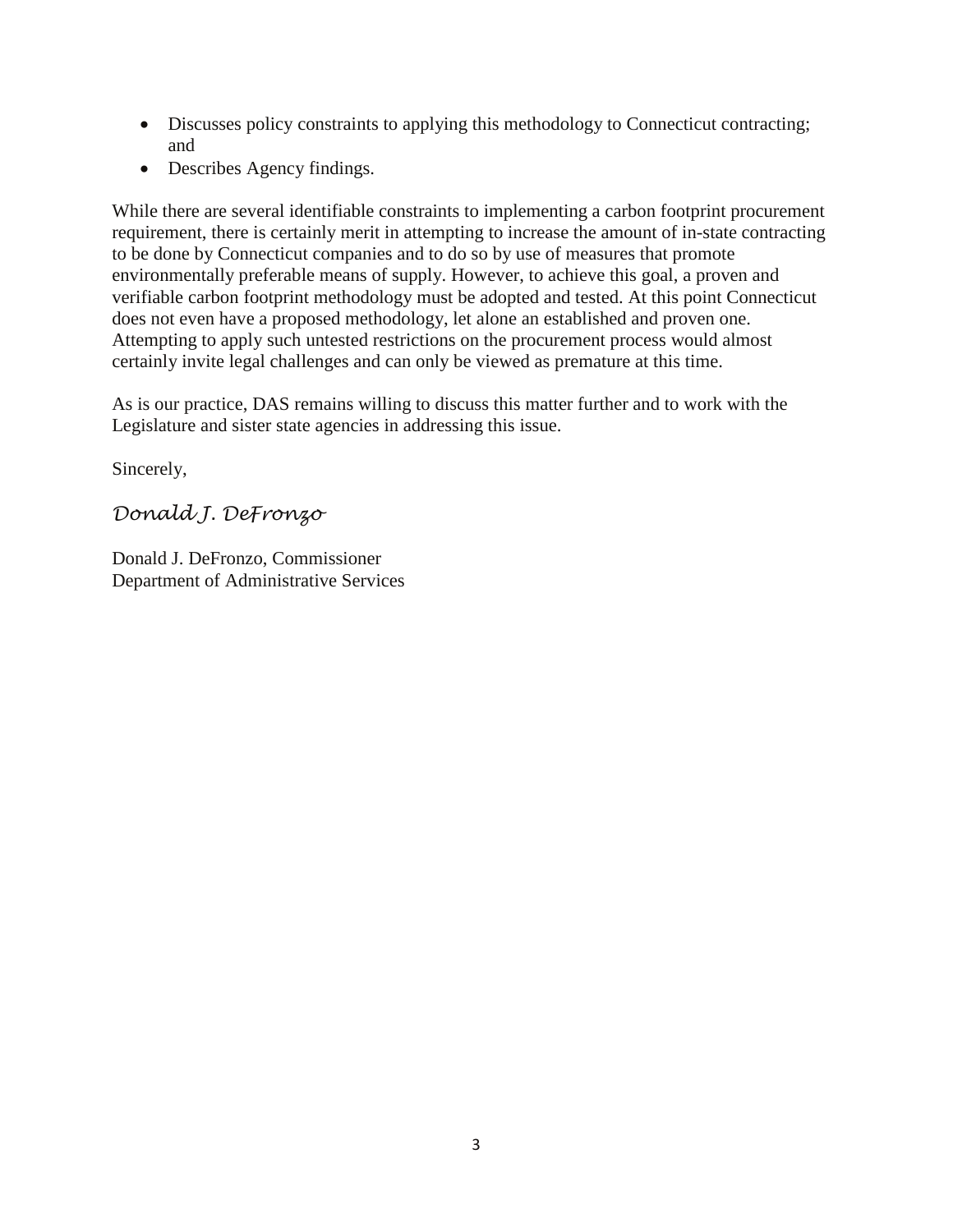- Discusses policy constraints to applying this methodology to Connecticut contracting; and
- Describes Agency findings.

While there are several identifiable constraints to implementing a carbon footprint procurement requirement, there is certainly merit in attempting to increase the amount of in-state contracting to be done by Connecticut companies and to do so by use of measures that promote environmentally preferable means of supply. However, to achieve this goal, a proven and verifiable carbon footprint methodology must be adopted and tested. At this point Connecticut does not even have a proposed methodology, let alone an established and proven one. Attempting to apply such untested restrictions on the procurement process would almost certainly invite legal challenges and can only be viewed as premature at this time.

As is our practice, DAS remains willing to discuss this matter further and to work with the Legislature and sister state agencies in addressing this issue.

Sincerely,

*Donald J. DeFronzo*

Donald J. DeFronzo, Commissioner
Department of Administrative Services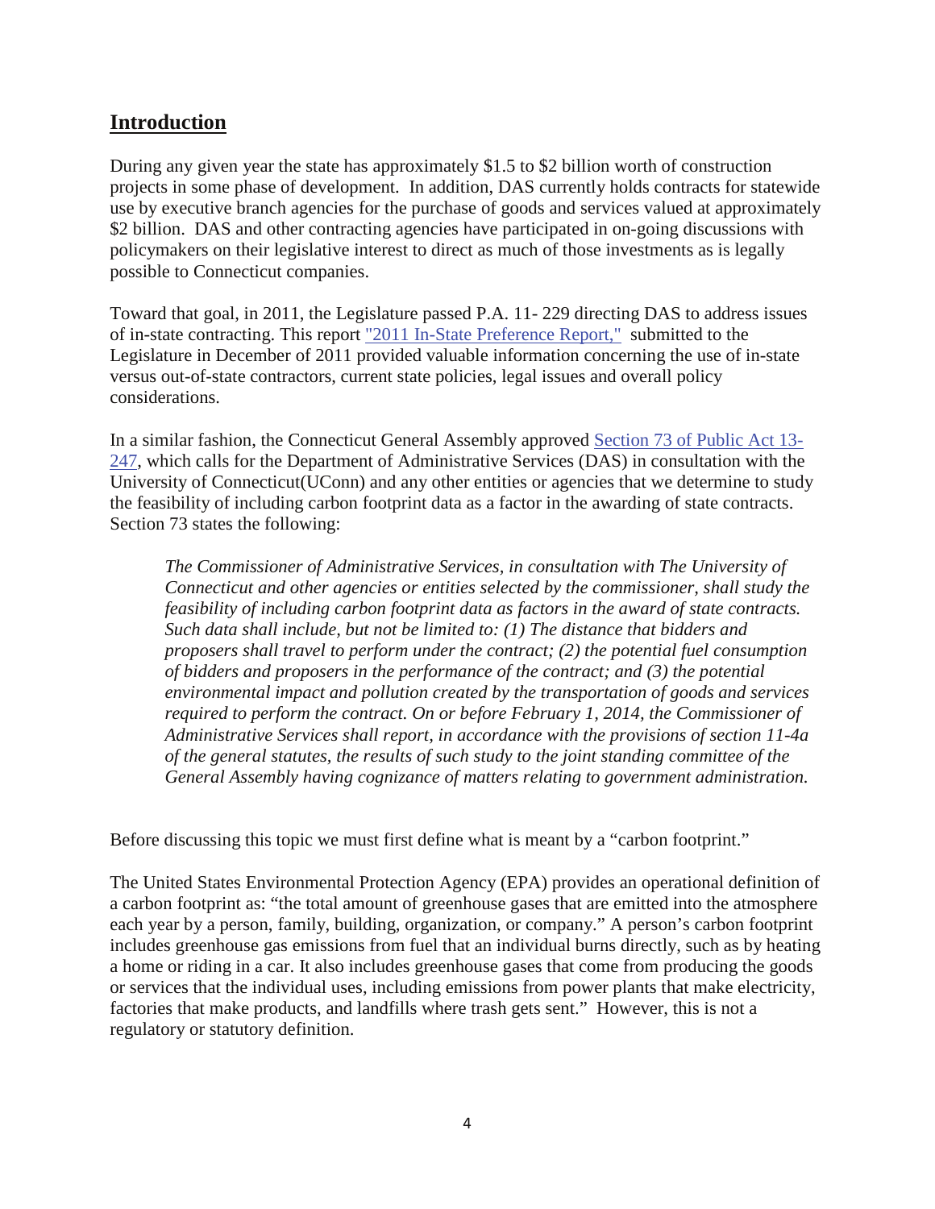## **Introduction**

During any given year the state has approximately $1.5 to $2 billion worth of construction projects in some phase of development. In addition, DAS currently holds contracts for statewide use by executive branch agencies for the purchase of goods and services valued at approximately $2 billion. DAS and other contracting agencies have participated in on-going discussions with policymakers on their legislative interest to direct as much of those investments as is legally possible to Connecticut companies.

Toward that goal, in 2011, the Legislature passed P.A. 11- 229 directing DAS to address issues of in-state contracting. This report "2011 In-State Preference Report," submitted to the Legislature in December of 2011 provided valuable information concerning the use of in-state versus out-of-state contractors, current state policies, legal issues and overall policy considerations.

In a similar fashion, the Connecticut General Assembly approved Section 73 of Public Act 13-247, which calls for the Department of Administrative Services (DAS) in consultation with the University of Connecticut(UConn) and any other entities or agencies that we determine to study the feasibility of including carbon footprint data as a factor in the awarding of state contracts. Section 73 states the following:

> *The Commissioner of Administrative Services, in consultation with The University of Connecticut and other agencies or entities selected by the commissioner, shall study the feasibility of including carbon footprint data as factors in the award of state contracts. Such data shall include, but not be limited to: (1) The distance that bidders and proposers shall travel to perform under the contract; (2) the potential fuel consumption of bidders and proposers in the performance of the contract; and (3) the potential environmental impact and pollution created by the transportation of goods and services required to perform the contract. On or before February 1, 2014, the Commissioner of Administrative Services shall report, in accordance with the provisions of section 11-4a of the general statutes, the results of such study to the joint standing committee of the General Assembly having cognizance of matters relating to government administration.*

Before discussing this topic we must first define what is meant by a "carbon footprint."

The United States Environmental Protection Agency (EPA) provides an operational definition of a carbon footprint as: "the total amount of greenhouse gases that are emitted into the atmosphere each year by a person, family, building, organization, or company." A person's carbon footprint includes greenhouse gas emissions from fuel that an individual burns directly, such as by heating a home or riding in a car. It also includes greenhouse gases that come from producing the goods or services that the individual uses, including emissions from power plants that make electricity, factories that make products, and landfills where trash gets sent." However, this is not a regulatory or statutory definition.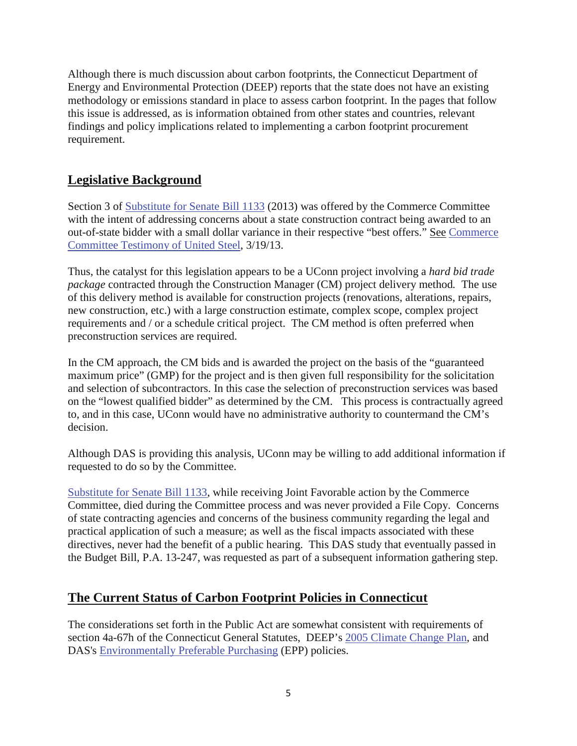Although there is much discussion about carbon footprints, the Connecticut Department of Energy and Environmental Protection (DEEP) reports that the state does not have an existing methodology or emissions standard in place to assess carbon footprint. In the pages that follow this issue is addressed, as is information obtained from other states and countries, relevant findings and policy implications related to implementing a carbon footprint procurement requirement.

## Legislative Background

Section 3 of Substitute for Senate Bill 1133 (2013) was offered by the Commerce Committee with the intent of addressing concerns about a state construction contract being awarded to an out-of-state bidder with a small dollar variance in their respective "best offers." See Commerce Committee Testimony of United Steel, 3/19/13.

Thus, the catalyst for this legislation appears to be a UConn project involving a *hard bid trade package* contracted through the Construction Manager (CM) project delivery method. The use of this delivery method is available for construction projects (renovations, alterations, repairs, new construction, etc.) with a large construction estimate, complex scope, complex project requirements and / or a schedule critical project. The CM method is often preferred when preconstruction services are required.

In the CM approach, the CM bids and is awarded the project on the basis of the "guaranteed maximum price" (GMP) for the project and is then given full responsibility for the solicitation and selection of subcontractors. In this case the selection of preconstruction services was based on the "lowest qualified bidder" as determined by the CM. This process is contractually agreed to, and in this case, UConn would have no administrative authority to countermand the CM's decision.

Although DAS is providing this analysis, UConn may be willing to add additional information if requested to do so by the Committee.

Substitute for Senate Bill 1133, while receiving Joint Favorable action by the Commerce Committee, died during the Committee process and was never provided a File Copy. Concerns of state contracting agencies and concerns of the business community regarding the legal and practical application of such a measure; as well as the fiscal impacts associated with these directives, never had the benefit of a public hearing. This DAS study that eventually passed in the Budget Bill, P.A. 13-247, was requested as part of a subsequent information gathering step.

## The Current Status of Carbon Footprint Policies in Connecticut

The considerations set forth in the Public Act are somewhat consistent with requirements of section 4a-67h of the Connecticut General Statutes, DEEP's 2005 Climate Change Plan, and DAS's Environmentally Preferable Purchasing (EPP) policies.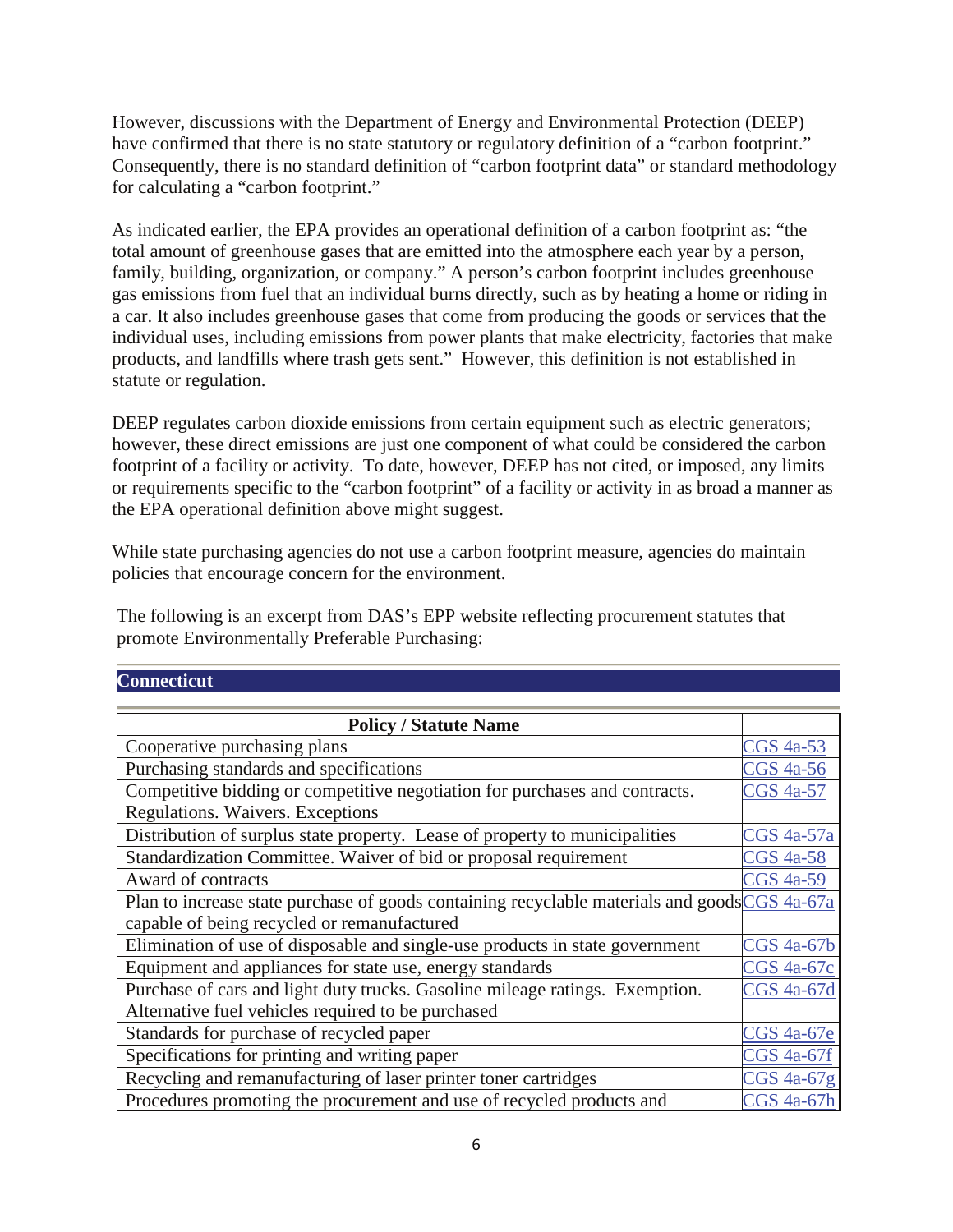However, discussions with the Department of Energy and Environmental Protection (DEEP) have confirmed that there is no state statutory or regulatory definition of a "carbon footprint." Consequently, there is no standard definition of "carbon footprint data" or standard methodology for calculating a "carbon footprint."

As indicated earlier, the EPA provides an operational definition of a carbon footprint as: "the total amount of greenhouse gases that are emitted into the atmosphere each year by a person, family, building, organization, or company." A person's carbon footprint includes greenhouse gas emissions from fuel that an individual burns directly, such as by heating a home or riding in a car. It also includes greenhouse gases that come from producing the goods or services that the individual uses, including emissions from power plants that make electricity, factories that make products, and landfills where trash gets sent." However, this definition is not established in statute or regulation.

DEEP regulates carbon dioxide emissions from certain equipment such as electric generators; however, these direct emissions are just one component of what could be considered the carbon footprint of a facility or activity. To date, however, DEEP has not cited, or imposed, any limits or requirements specific to the "carbon footprint" of a facility or activity in as broad a manner as the EPA operational definition above might suggest.

While state purchasing agencies do not use a carbon footprint measure, agencies do maintain policies that encourage concern for the environment.

The following is an excerpt from DAS's EPP website reflecting procurement statutes that promote Environmentally Preferable Purchasing:

**Connecticut**

| Policy / Statute Name | |
|---|---|
| Cooperative purchasing plans | CGS 4a-53 |
| Purchasing standards and specifications | CGS 4a-56 |
| Competitive bidding or competitive negotiation for purchases and contracts. Regulations. Waivers. Exceptions | CGS 4a-57 |
| Distribution of surplus state property. Lease of property to municipalities | CGS 4a-57a |
| Standardization Committee. Waiver of bid or proposal requirement | CGS 4a-58 |
| Award of contracts | CGS 4a-59 |
| Plan to increase state purchase of goods containing recyclable materials and goods capable of being recycled or remanufactured | CGS 4a-67a |
| Elimination of use of disposable and single-use products in state government | CGS 4a-67b |
| Equipment and appliances for state use, energy standards | CGS 4a-67c |
| Purchase of cars and light duty trucks. Gasoline mileage ratings. Exemption. Alternative fuel vehicles required to be purchased | CGS 4a-67d |
| Standards for purchase of recycled paper | CGS 4a-67e |
| Specifications for printing and writing paper | CGS 4a-67f |
| Recycling and remanufacturing of laser printer toner cartridges | CGS 4a-67g |
| Procedures promoting the procurement and use of recycled products and | CGS 4a-67h |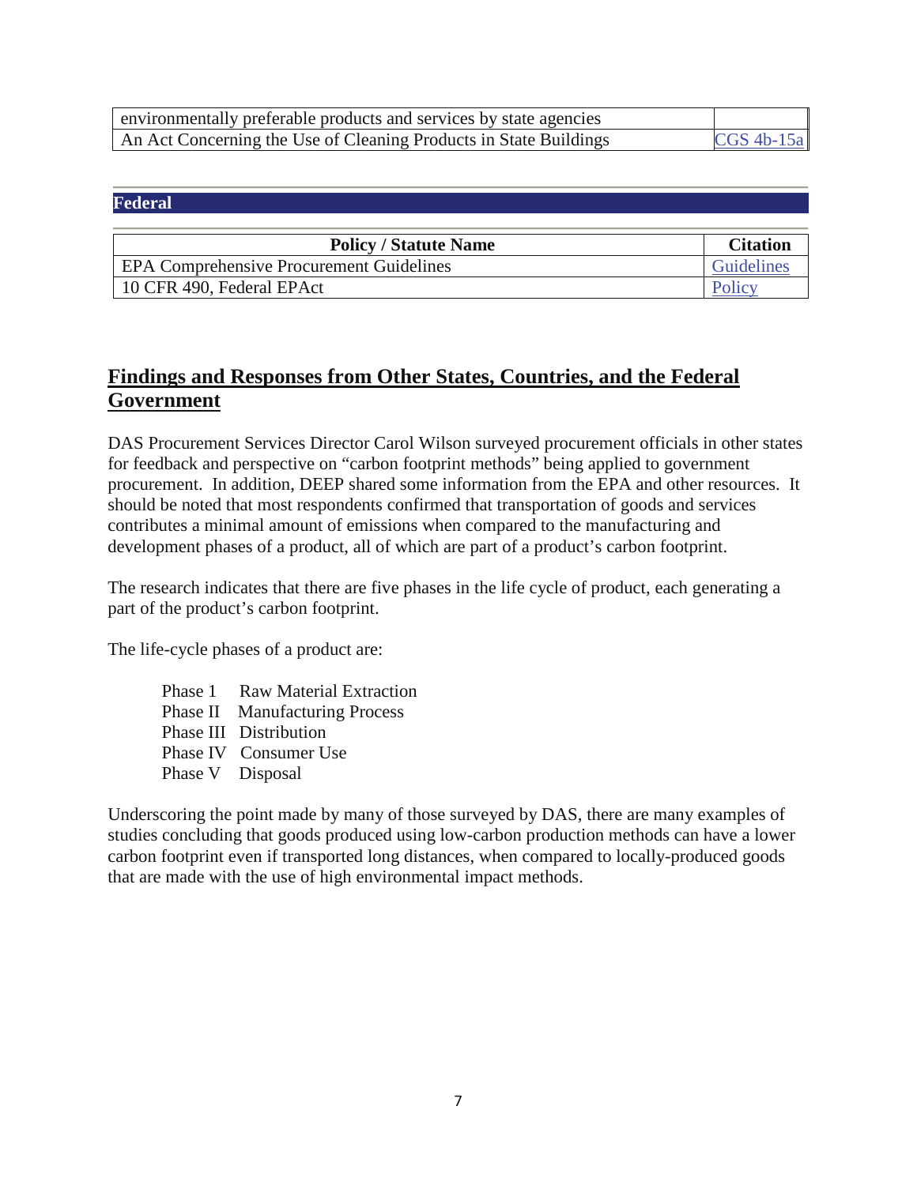| | |
|---|---|
| environmentally preferable products and services by state agencies | |
| An Act Concerning the Use of Cleaning Products in State Buildings | CGS 4b-15a |

**Federal**

| Policy / Statute Name | Citation |
|---|---|
| EPA Comprehensive Procurement Guidelines | Guidelines |
| 10 CFR 490, Federal EPAct | Policy |

## Findings and Responses from Other States, Countries, and the Federal Government

DAS Procurement Services Director Carol Wilson surveyed procurement officials in other states for feedback and perspective on "carbon footprint methods" being applied to government procurement. In addition, DEEP shared some information from the EPA and other resources. It should be noted that most respondents confirmed that transportation of goods and services contributes a minimal amount of emissions when compared to the manufacturing and development phases of a product, all of which are part of a product's carbon footprint.

The research indicates that there are five phases in the life cycle of product, each generating a part of the product's carbon footprint.

The life-cycle phases of a product are:

- Phase 1 Raw Material Extraction
- Phase II Manufacturing Process
- Phase III Distribution
- Phase IV Consumer Use
- Phase V Disposal

Underscoring the point made by many of those surveyed by DAS, there are many examples of studies concluding that goods produced using low-carbon production methods can have a lower carbon footprint even if transported long distances, when compared to locally-produced goods that are made with the use of high environmental impact methods.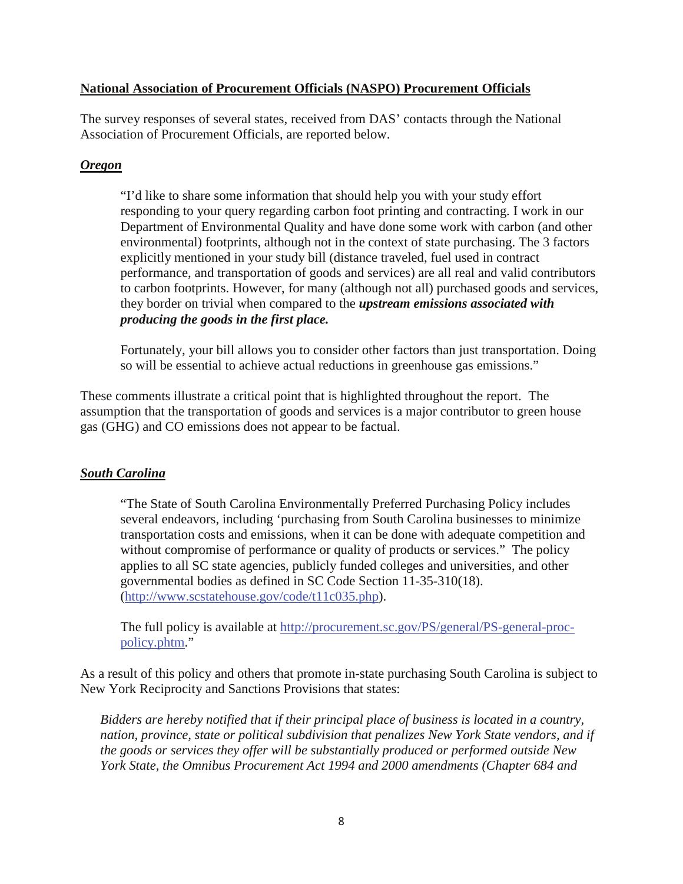**National Association of Procurement Officials (NASPO) Procurement Officials**

The survey responses of several states, received from DAS' contacts through the National Association of Procurement Officials, are reported below.

***Oregon***

> "I'd like to share some information that should help you with your study effort responding to your query regarding carbon foot printing and contracting. I work in our Department of Environmental Quality and have done some work with carbon (and other environmental) footprints, although not in the context of state purchasing. The 3 factors explicitly mentioned in your study bill (distance traveled, fuel used in contract performance, and transportation of goods and services) are all real and valid contributors to carbon footprints. However, for many (although not all) purchased goods and services, they border on trivial when compared to the ***upstream emissions associated with producing the goods in the first place.***
>
> Fortunately, your bill allows you to consider other factors than just transportation. Doing so will be essential to achieve actual reductions in greenhouse gas emissions."

These comments illustrate a critical point that is highlighted throughout the report. The assumption that the transportation of goods and services is a major contributor to green house gas (GHG) and CO emissions does not appear to be factual.

***South Carolina***

> "The State of South Carolina Environmentally Preferred Purchasing Policy includes several endeavors, including 'purchasing from South Carolina businesses to minimize transportation costs and emissions, when it can be done with adequate competition and without compromise of performance or quality of products or services." The policy applies to all SC state agencies, publicly funded colleges and universities, and other governmental bodies as defined in SC Code Section 11-35-310(18). (http://www.scstatehouse.gov/code/t11c035.php).
>
> The full policy is available at http://procurement.sc.gov/PS/general/PS-general-proc-policy.phtm."

As a result of this policy and others that promote in-state purchasing South Carolina is subject to New York Reciprocity and Sanctions Provisions that states:

> *Bidders are hereby notified that if their principal place of business is located in a country, nation, province, state or political subdivision that penalizes New York State vendors, and if the goods or services they offer will be substantially produced or performed outside New York State, the Omnibus Procurement Act 1994 and 2000 amendments (Chapter 684 and*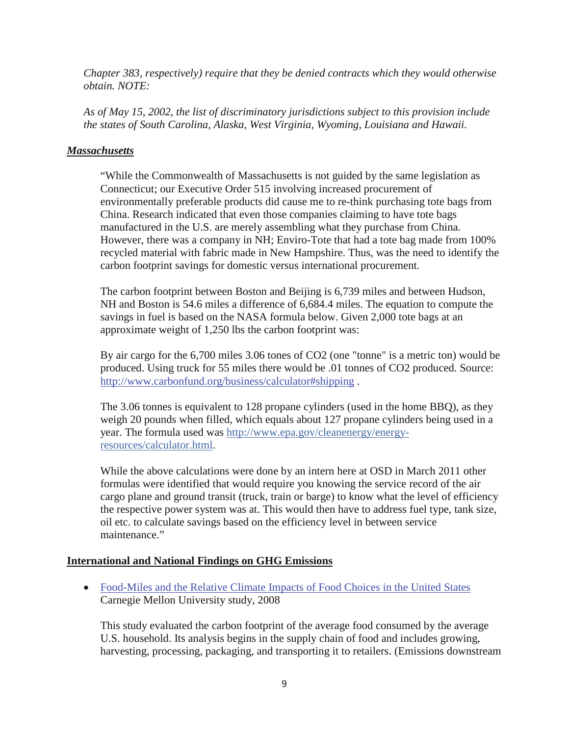*Chapter 383, respectively) require that they be denied contracts which they would otherwise obtain. NOTE:*

*As of May 15, 2002, the list of discriminatory jurisdictions subject to this provision include the states of South Carolina, Alaska, West Virginia, Wyoming, Louisiana and Hawaii.*

***Massachusetts***

"While the Commonwealth of Massachusetts is not guided by the same legislation as Connecticut; our Executive Order 515 involving increased procurement of environmentally preferable products did cause me to re-think purchasing tote bags from China. Research indicated that even those companies claiming to have tote bags manufactured in the U.S. are merely assembling what they purchase from China. However, there was a company in NH; Enviro-Tote that had a tote bag made from 100% recycled material with fabric made in New Hampshire. Thus, was the need to identify the carbon footprint savings for domestic versus international procurement.

The carbon footprint between Boston and Beijing is 6,739 miles and between Hudson, NH and Boston is 54.6 miles a difference of 6,684.4 miles. The equation to compute the savings in fuel is based on the NASA formula below. Given 2,000 tote bags at an approximate weight of 1,250 lbs the carbon footprint was:

By air cargo for the 6,700 miles 3.06 tones of $CO_2$ (one "tonne" is a metric ton) would be produced. Using truck for 55 miles there would be .01 tonnes of $CO_2$ produced. Source: [http://www.carbonfund.org/business/calculator#shipping](http://www.carbonfund.org/business/calculator#shipping) .

The 3.06 tonnes is equivalent to 128 propane cylinders (used in the home BBQ), as they weigh 20 pounds when filled, which equals about 127 propane cylinders being used in a year. The formula used was [http://www.epa.gov/cleanenergy/energy-resources/calculator.html](http://www.epa.gov/cleanenergy/energy-resources/calculator.html).

While the above calculations were done by an intern here at OSD in March 2011 other formulas were identified that would require you knowing the service record of the air cargo plane and ground transit (truck, train or barge) to know what the level of efficiency the respective power system was at. This would then have to address fuel type, tank size, oil etc. to calculate savings based on the efficiency level in between service maintenance."

**International and National Findings on GHG Emissions**

- Food-Miles and the Relative Climate Impacts of Food Choices in the United States
  Carnegie Mellon University study, 2008

  This study evaluated the carbon footprint of the average food consumed by the average U.S. household. Its analysis begins in the supply chain of food and includes growing, harvesting, processing, packaging, and transporting it to retailers. (Emissions downstream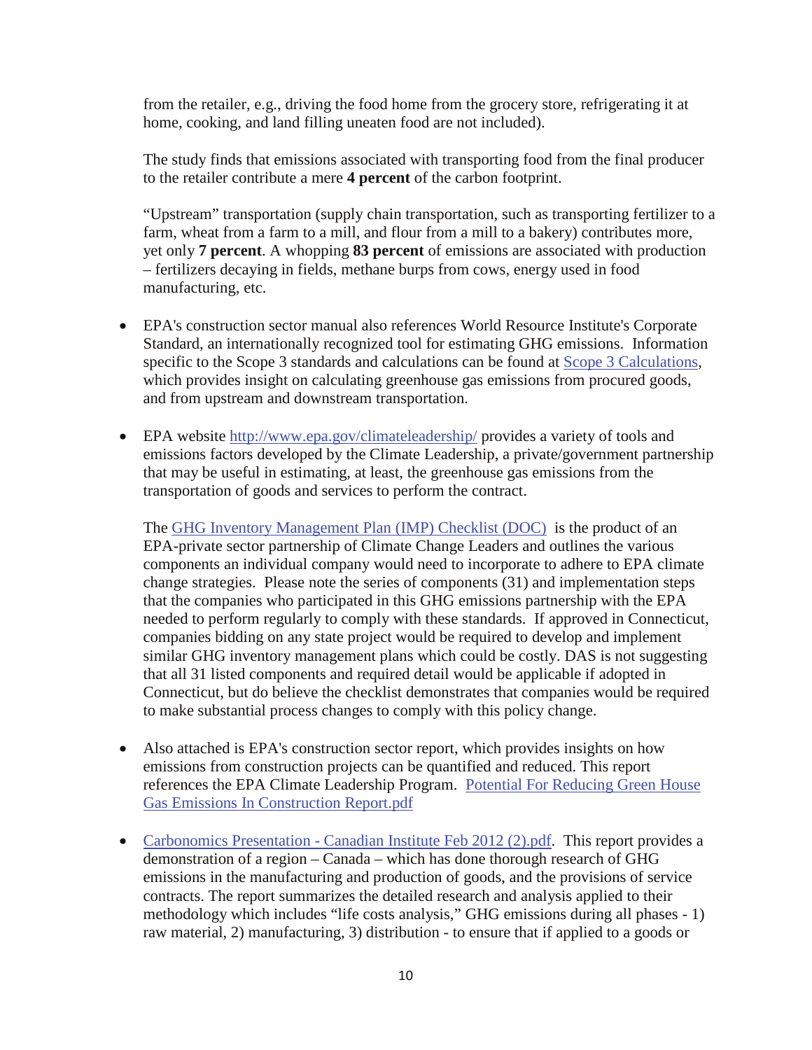from the retailer, e.g., driving the food home from the grocery store, refrigerating it at home, cooking, and land filling uneaten food are not included).

The study finds that emissions associated with transporting food from the final producer to the retailer contribute a mere **4 percent** of the carbon footprint.

"Upstream" transportation (supply chain transportation, such as transporting fertilizer to a farm, wheat from a farm to a mill, and flour from a mill to a bakery) contributes more, yet only **7 percent**. A whopping **83 percent** of emissions are associated with production – fertilizers decaying in fields, methane burps from cows, energy used in food manufacturing, etc.

- EPA's construction sector manual also references World Resource Institute's Corporate Standard, an internationally recognized tool for estimating GHG emissions. Information specific to the Scope 3 standards and calculations can be found at [Scope 3 Calculations](), which provides insight on calculating greenhouse gas emissions from procured goods, and from upstream and downstream transportation.

- EPA website [http://www.epa.gov/climateleadership/](http://www.epa.gov/climateleadership/) provides a variety of tools and emissions factors developed by the Climate Leadership, a private/government partnership that may be useful in estimating, at least, the greenhouse gas emissions from the transportation of goods and services to perform the contract.

  The [GHG Inventory Management Plan (IMP) Checklist (DOC)]() is the product of an EPA-private sector partnership of Climate Change Leaders and outlines the various components an individual company would need to incorporate to adhere to EPA climate change strategies. Please note the series of components (31) and implementation steps that the companies who participated in this GHG emissions partnership with the EPA needed to perform regularly to comply with these standards. If approved in Connecticut, companies bidding on any state project would be required to develop and implement similar GHG inventory management plans which could be costly. DAS is not suggesting that all 31 listed components and required detail would be applicable if adopted in Connecticut, but do believe the checklist demonstrates that companies would be required to make substantial process changes to comply with this policy change.

- Also attached is EPA's construction sector report, which provides insights on how emissions from construction projects can be quantified and reduced. This report references the EPA Climate Leadership Program. [Potential For Reducing Green House Gas Emissions In Construction Report.pdf]()

- [Carbonomics Presentation - Canadian Institute Feb 2012 (2).pdf](). This report provides a demonstration of a region – Canada – which has done thorough research of GHG emissions in the manufacturing and production of goods, and the provisions of service contracts. The report summarizes the detailed research and analysis applied to their methodology which includes "life costs analysis," GHG emissions during all phases - 1) raw material, 2) manufacturing, 3) distribution - to ensure that if applied to a goods or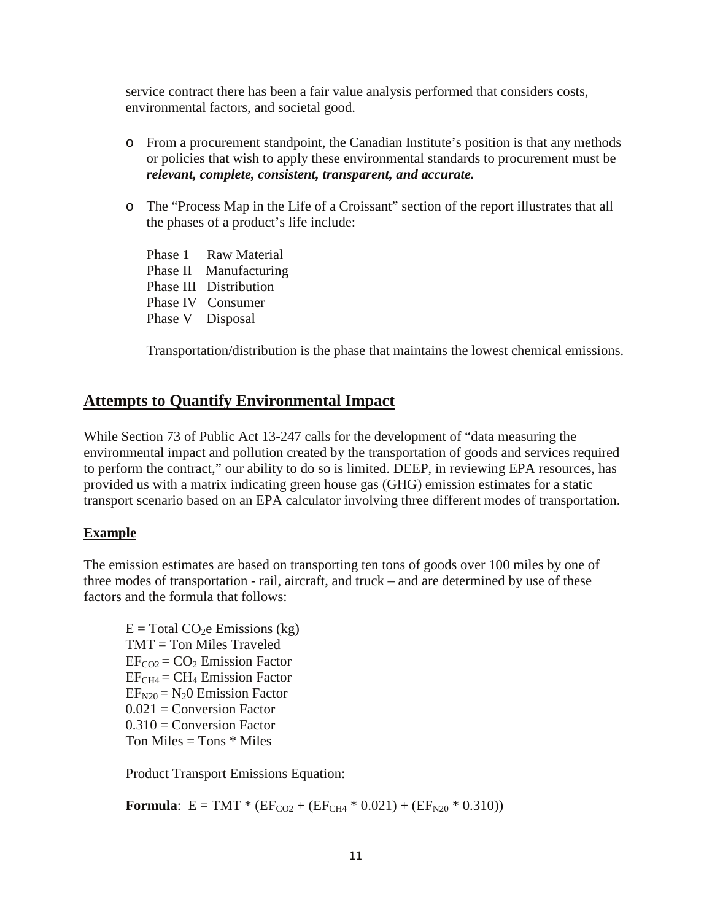service contract there has been a fair value analysis performed that considers costs, environmental factors, and societal good.

- From a procurement standpoint, the Canadian Institute's position is that any methods or policies that wish to apply these environmental standards to procurement must be ***relevant, complete, consistent, transparent, and accurate.***

- The "Process Map in the Life of a Croissant" section of the report illustrates that all the phases of a product's life include:

  Phase 1 Raw Material
  Phase II Manufacturing
  Phase III Distribution
  Phase IV Consumer
  Phase V Disposal

  Transportation/distribution is the phase that maintains the lowest chemical emissions.

## Attempts to Quantify Environmental Impact

While Section 73 of Public Act 13-247 calls for the development of "data measuring the environmental impact and pollution created by the transportation of goods and services required to perform the contract," our ability to do so is limited. DEEP, in reviewing EPA resources, has provided us with a matrix indicating green house gas (GHG) emission estimates for a static transport scenario based on an EPA calculator involving three different modes of transportation.

### Example

The emission estimates are based on transporting ten tons of goods over 100 miles by one of three modes of transportation - rail, aircraft, and truck – and are determined by use of these factors and the formula that follows:

E = Total $CO_2$e Emissions (kg)
TMT = Ton Miles Traveled
$EF_{CO2}$ = $CO_2$ Emission Factor
$EF_{CH4}$ = $CH_4$ Emission Factor
$EF_{N20}$ = $N_20$ Emission Factor
0.021 = Conversion Factor
0.310 = Conversion Factor
Ton Miles = Tons * Miles

Product Transport Emissions Equation:

**Formula**: $E = TMT * (EF_{CO2} + (EF_{CH4} * 0.021) + (EF_{N20} * 0.310))$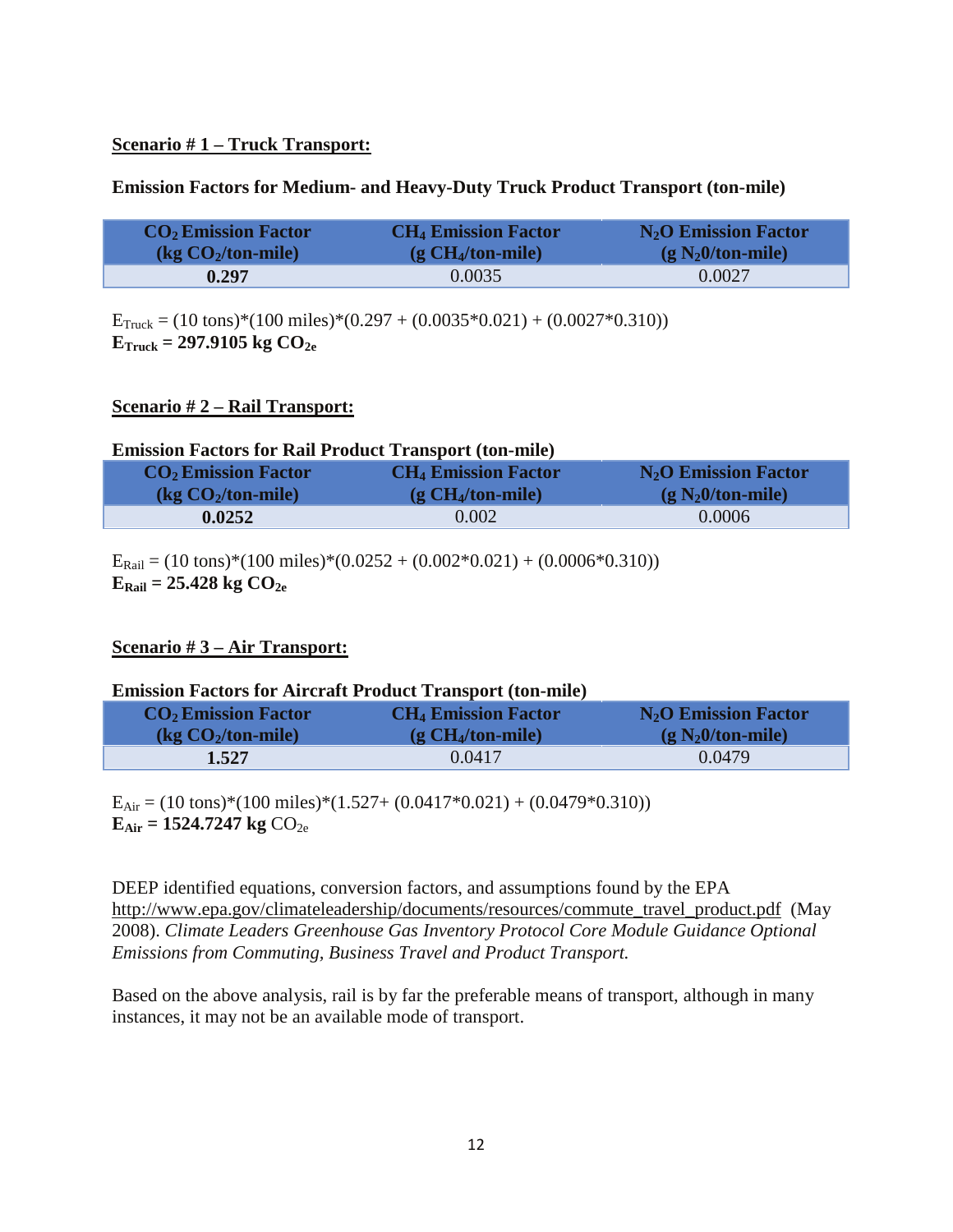**Scenario # 1 – Truck Transport:**

**Emission Factors for Medium- and Heavy-Duty Truck Product Transport (ton-mile)**

| $CO_2$ Emission Factor (kg $CO_2$/ton-mile) | $CH_4$ Emission Factor (g $CH_4$/ton-mile) | $N_2O$ Emission Factor (g $N_2O$/ton-mile) |
|---|---|---|
| **0.297** | 0.0035 | 0.0027 |

$E_{Truck}$ = (10 tons)*(100 miles)*(0.297 + (0.0035*0.021) + (0.0027*0.310))
**$E_{Truck}$ = 297.9105 kg $CO_{2e}$**

**Scenario # 2 – Rail Transport:**

**Emission Factors for Rail Product Transport (ton-mile)**

| $CO_2$ Emission Factor (kg $CO_2$/ton-mile) | $CH_4$ Emission Factor (g $CH_4$/ton-mile) | $N_2O$ Emission Factor (g $N_2O$/ton-mile) |
|---|---|---|
| **0.0252** | 0.002 | 0.0006 |

$E_{Rail}$ = (10 tons)*(100 miles)*(0.0252 + (0.002*0.021) + (0.0006*0.310))
**$E_{Rail}$ = 25.428 kg $CO_{2e}$**

**Scenario # 3 – Air Transport:**

**Emission Factors for Aircraft Product Transport (ton-mile)**

| $CO_2$ Emission Factor (kg $CO_2$/ton-mile) | $CH_4$ Emission Factor (g $CH_4$/ton-mile) | $N_2O$ Emission Factor (g $N_2O$/ton-mile) |
|---|---|---|
| **1.527** | 0.0417 | 0.0479 |

$E_{Air}$ = (10 tons)*(100 miles)*(1.527+ (0.0417*0.021) + (0.0479*0.310))
**$E_{Air}$ = 1524.7247 kg** $CO_{2e}$

DEEP identified equations, conversion factors, and assumptions found by the EPA http://www.epa.gov/climateleadership/documents/resources/commute_travel_product.pdf (May 2008). *Climate Leaders Greenhouse Gas Inventory Protocol Core Module Guidance Optional Emissions from Commuting, Business Travel and Product Transport.*

Based on the above analysis, rail is by far the preferable means of transport, although in many instances, it may not be an available mode of transport.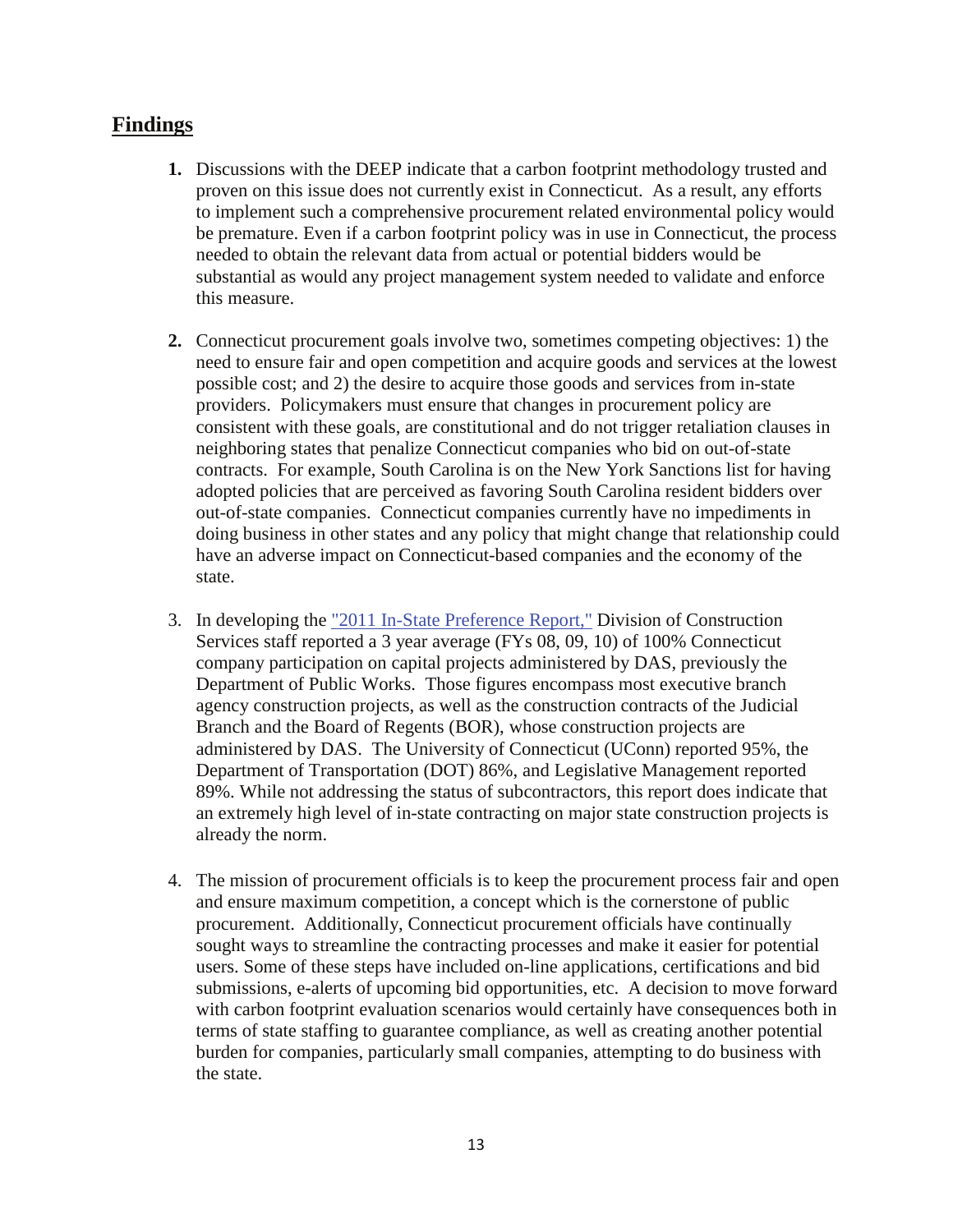## Findings

1. Discussions with the DEEP indicate that a carbon footprint methodology trusted and proven on this issue does not currently exist in Connecticut. As a result, any efforts to implement such a comprehensive procurement related environmental policy would be premature. Even if a carbon footprint policy was in use in Connecticut, the process needed to obtain the relevant data from actual or potential bidders would be substantial as would any project management system needed to validate and enforce this measure.

2. Connecticut procurement goals involve two, sometimes competing objectives: 1) the need to ensure fair and open competition and acquire goods and services at the lowest possible cost; and 2) the desire to acquire those goods and services from in-state providers. Policymakers must ensure that changes in procurement policy are consistent with these goals, are constitutional and do not trigger retaliation clauses in neighboring states that penalize Connecticut companies who bid on out-of-state contracts. For example, South Carolina is on the New York Sanctions list for having adopted policies that are perceived as favoring South Carolina resident bidders over out-of-state companies. Connecticut companies currently have no impediments in doing business in other states and any policy that might change that relationship could have an adverse impact on Connecticut-based companies and the economy of the state.

3. In developing the "2011 In-State Preference Report," Division of Construction Services staff reported a 3 year average (FYs 08, 09, 10) of 100% Connecticut company participation on capital projects administered by DAS, previously the Department of Public Works. Those figures encompass most executive branch agency construction projects, as well as the construction contracts of the Judicial Branch and the Board of Regents (BOR), whose construction projects are administered by DAS. The University of Connecticut (UConn) reported 95%, the Department of Transportation (DOT) 86%, and Legislative Management reported 89%. While not addressing the status of subcontractors, this report does indicate that an extremely high level of in-state contracting on major state construction projects is already the norm.

4. The mission of procurement officials is to keep the procurement process fair and open and ensure maximum competition, a concept which is the cornerstone of public procurement. Additionally, Connecticut procurement officials have continually sought ways to streamline the contracting processes and make it easier for potential users. Some of these steps have included on-line applications, certifications and bid submissions, e-alerts of upcoming bid opportunities, etc. A decision to move forward with carbon footprint evaluation scenarios would certainly have consequences both in terms of state staffing to guarantee compliance, as well as creating another potential burden for companies, particularly small companies, attempting to do business with the state.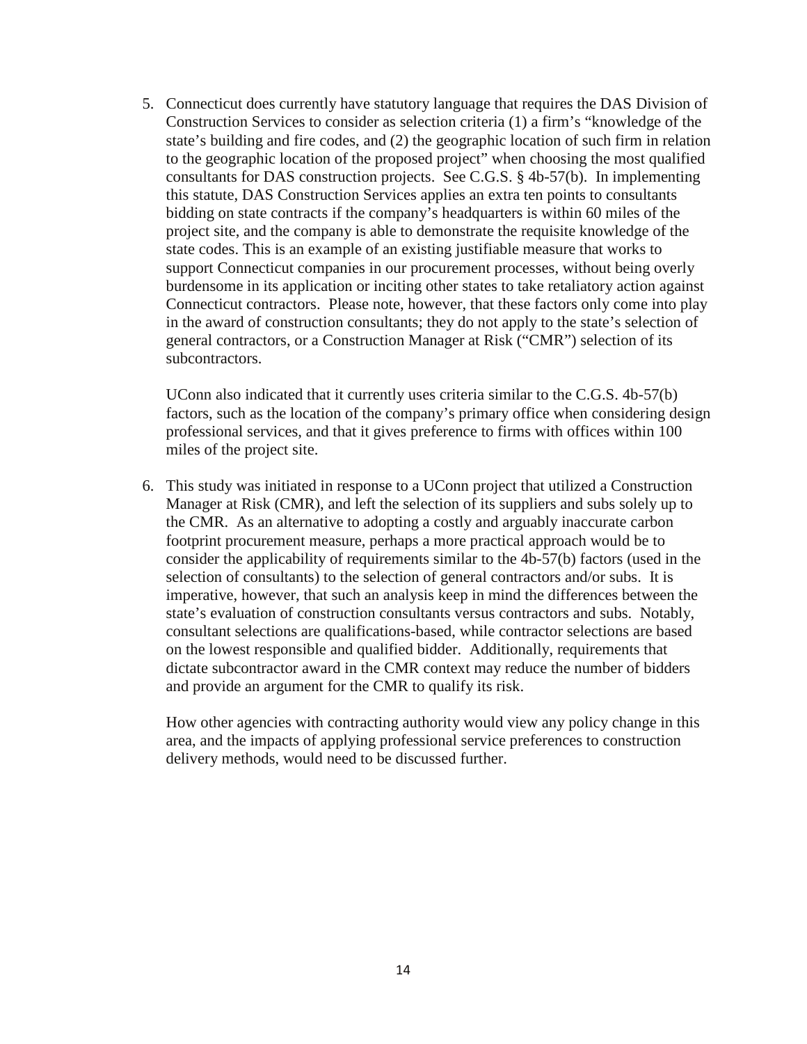5. Connecticut does currently have statutory language that requires the DAS Division of Construction Services to consider as selection criteria (1) a firm's "knowledge of the state's building and fire codes, and (2) the geographic location of such firm in relation to the geographic location of the proposed project" when choosing the most qualified consultants for DAS construction projects. See C.G.S. § 4b-57(b). In implementing this statute, DAS Construction Services applies an extra ten points to consultants bidding on state contracts if the company's headquarters is within 60 miles of the project site, and the company is able to demonstrate the requisite knowledge of the state codes. This is an example of an existing justifiable measure that works to support Connecticut companies in our procurement processes, without being overly burdensome in its application or inciting other states to take retaliatory action against Connecticut contractors. Please note, however, that these factors only come into play in the award of construction consultants; they do not apply to the state's selection of general contractors, or a Construction Manager at Risk ("CMR") selection of its subcontractors.

   UConn also indicated that it currently uses criteria similar to the C.G.S. 4b-57(b) factors, such as the location of the company's primary office when considering design professional services, and that it gives preference to firms with offices within 100 miles of the project site.

6. This study was initiated in response to a UConn project that utilized a Construction Manager at Risk (CMR), and left the selection of its suppliers and subs solely up to the CMR. As an alternative to adopting a costly and arguably inaccurate carbon footprint procurement measure, perhaps a more practical approach would be to consider the applicability of requirements similar to the 4b-57(b) factors (used in the selection of consultants) to the selection of general contractors and/or subs. It is imperative, however, that such an analysis keep in mind the differences between the state's evaluation of construction consultants versus contractors and subs. Notably, consultant selections are qualifications-based, while contractor selections are based on the lowest responsible and qualified bidder. Additionally, requirements that dictate subcontractor award in the CMR context may reduce the number of bidders and provide an argument for the CMR to qualify its risk.

   How other agencies with contracting authority would view any policy change in this area, and the impacts of applying professional service preferences to construction delivery methods, would need to be discussed further.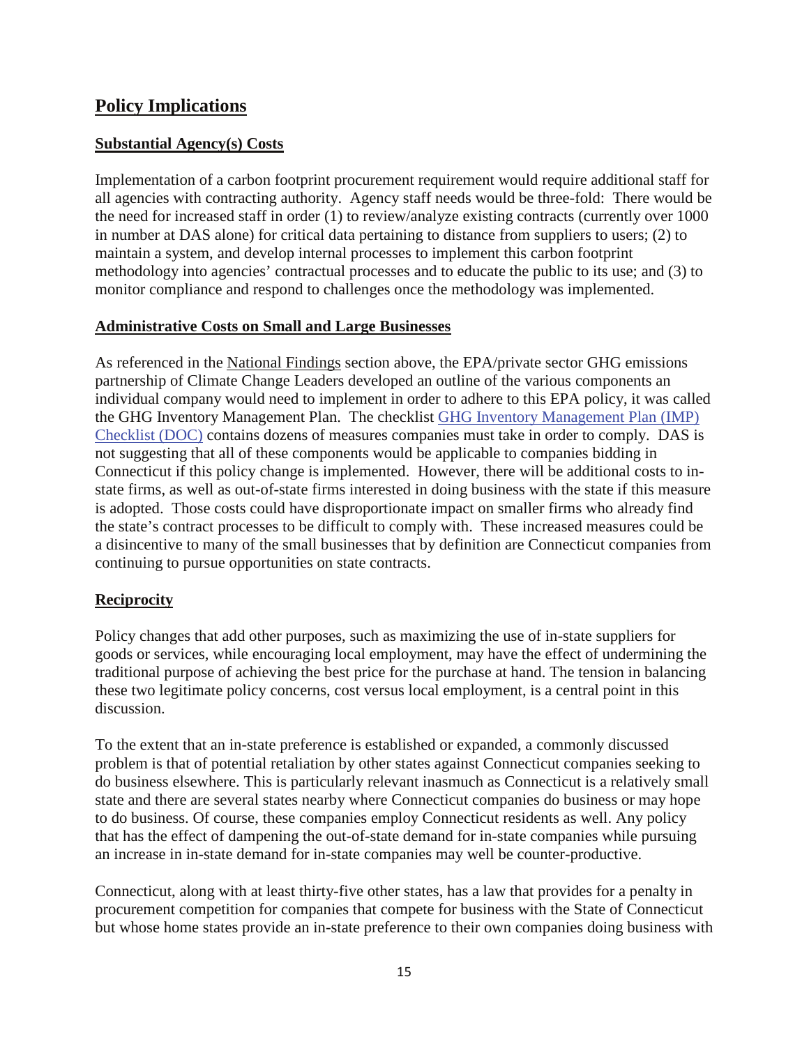## Policy Implications

### Substantial Agency(s) Costs

Implementation of a carbon footprint procurement requirement would require additional staff for all agencies with contracting authority. Agency staff needs would be three-fold: There would be the need for increased staff in order (1) to review/analyze existing contracts (currently over 1000 in number at DAS alone) for critical data pertaining to distance from suppliers to users; (2) to maintain a system, and develop internal processes to implement this carbon footprint methodology into agencies' contractual processes and to educate the public to its use; and (3) to monitor compliance and respond to challenges once the methodology was implemented.

### Administrative Costs on Small and Large Businesses

As referenced in the National Findings section above, the EPA/private sector GHG emissions partnership of Climate Change Leaders developed an outline of the various components an individual company would need to implement in order to adhere to this EPA policy, it was called the GHG Inventory Management Plan. The checklist GHG Inventory Management Plan (IMP) Checklist (DOC) contains dozens of measures companies must take in order to comply. DAS is not suggesting that all of these components would be applicable to companies bidding in Connecticut if this policy change is implemented. However, there will be additional costs to in-state firms, as well as out-of-state firms interested in doing business with the state if this measure is adopted. Those costs could have disproportionate impact on smaller firms who already find the state's contract processes to be difficult to comply with. These increased measures could be a disincentive to many of the small businesses that by definition are Connecticut companies from continuing to pursue opportunities on state contracts.

### Reciprocity

Policy changes that add other purposes, such as maximizing the use of in-state suppliers for goods or services, while encouraging local employment, may have the effect of undermining the traditional purpose of achieving the best price for the purchase at hand. The tension in balancing these two legitimate policy concerns, cost versus local employment, is a central point in this discussion.

To the extent that an in-state preference is established or expanded, a commonly discussed problem is that of potential retaliation by other states against Connecticut companies seeking to do business elsewhere. This is particularly relevant inasmuch as Connecticut is a relatively small state and there are several states nearby where Connecticut companies do business or may hope to do business. Of course, these companies employ Connecticut residents as well. Any policy that has the effect of dampening the out-of-state demand for in-state companies while pursuing an increase in in-state demand for in-state companies may well be counter-productive.

Connecticut, along with at least thirty-five other states, has a law that provides for a penalty in procurement competition for companies that compete for business with the State of Connecticut but whose home states provide an in-state preference to their own companies doing business with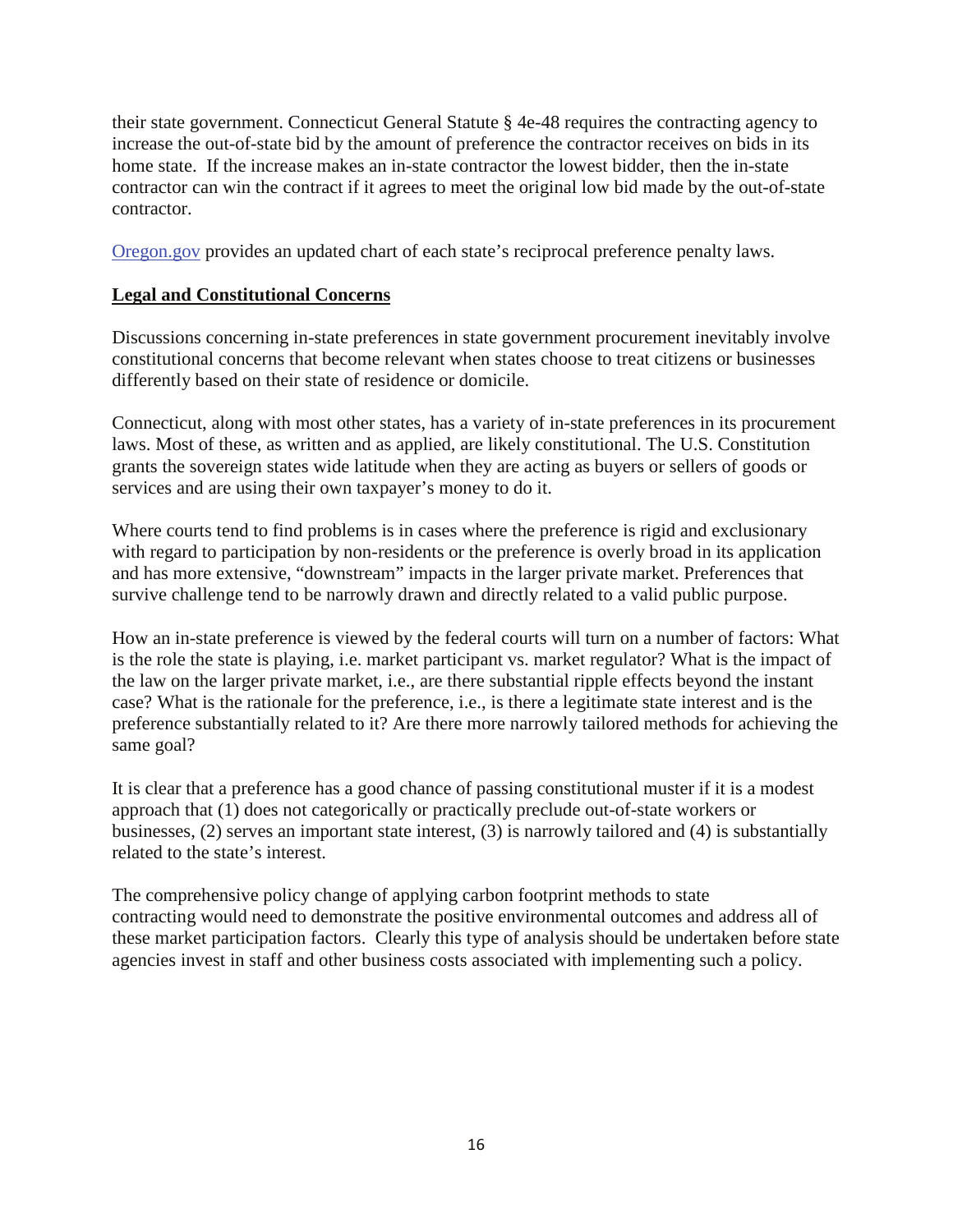their state government. Connecticut General Statute § 4e-48 requires the contracting agency to increase the out-of-state bid by the amount of preference the contractor receives on bids in its home state. If the increase makes an in-state contractor the lowest bidder, then the in-state contractor can win the contract if it agrees to meet the original low bid made by the out-of-state contractor.

[Oregon.gov](Oregon.gov) provides an updated chart of each state's reciprocal preference penalty laws.

## **Legal and Constitutional Concerns**

Discussions concerning in-state preferences in state government procurement inevitably involve constitutional concerns that become relevant when states choose to treat citizens or businesses differently based on their state of residence or domicile.

Connecticut, along with most other states, has a variety of in-state preferences in its procurement laws. Most of these, as written and as applied, are likely constitutional. The U.S. Constitution grants the sovereign states wide latitude when they are acting as buyers or sellers of goods or services and are using their own taxpayer's money to do it.

Where courts tend to find problems is in cases where the preference is rigid and exclusionary with regard to participation by non-residents or the preference is overly broad in its application and has more extensive, "downstream" impacts in the larger private market. Preferences that survive challenge tend to be narrowly drawn and directly related to a valid public purpose.

How an in-state preference is viewed by the federal courts will turn on a number of factors: What is the role the state is playing, i.e. market participant vs. market regulator? What is the impact of the law on the larger private market, i.e., are there substantial ripple effects beyond the instant case? What is the rationale for the preference, i.e., is there a legitimate state interest and is the preference substantially related to it? Are there more narrowly tailored methods for achieving the same goal?

It is clear that a preference has a good chance of passing constitutional muster if it is a modest approach that (1) does not categorically or practically preclude out-of-state workers or businesses, (2) serves an important state interest, (3) is narrowly tailored and (4) is substantially related to the state's interest.

The comprehensive policy change of applying carbon footprint methods to state contracting would need to demonstrate the positive environmental outcomes and address all of these market participation factors. Clearly this type of analysis should be undertaken before state agencies invest in staff and other business costs associated with implementing such a policy.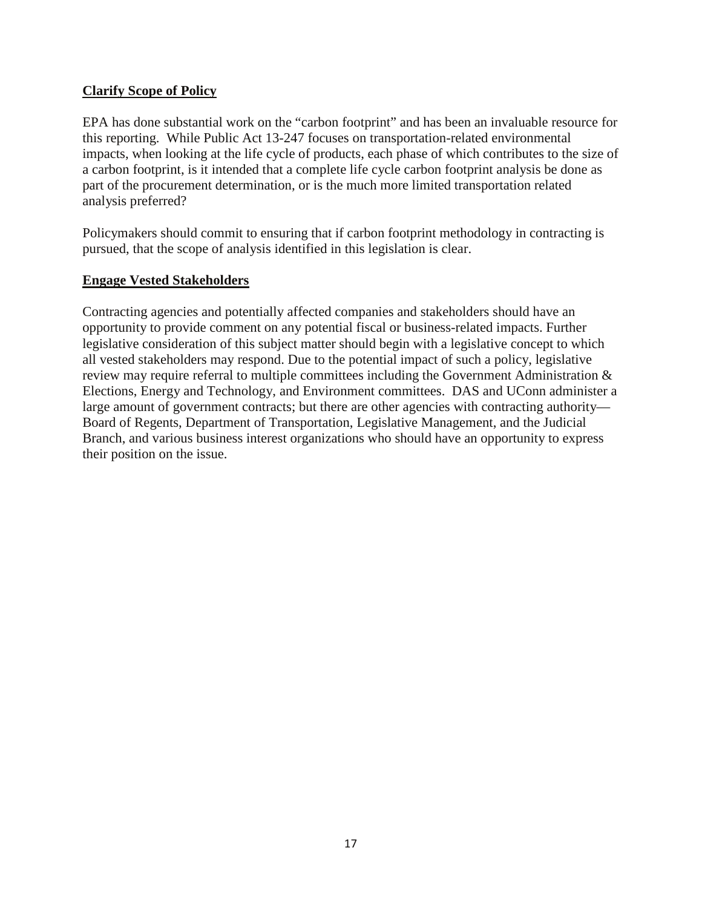**Clarify Scope of Policy**

EPA has done substantial work on the "carbon footprint" and has been an invaluable resource for this reporting. While Public Act 13-247 focuses on transportation-related environmental impacts, when looking at the life cycle of products, each phase of which contributes to the size of a carbon footprint, is it intended that a complete life cycle carbon footprint analysis be done as part of the procurement determination, or is the much more limited transportation related analysis preferred?

Policymakers should commit to ensuring that if carbon footprint methodology in contracting is pursued, that the scope of analysis identified in this legislation is clear.

**Engage Vested Stakeholders**

Contracting agencies and potentially affected companies and stakeholders should have an opportunity to provide comment on any potential fiscal or business-related impacts. Further legislative consideration of this subject matter should begin with a legislative concept to which all vested stakeholders may respond. Due to the potential impact of such a policy, legislative review may require referral to multiple committees including the Government Administration & Elections, Energy and Technology, and Environment committees. DAS and UConn administer a large amount of government contracts; but there are other agencies with contracting authority—Board of Regents, Department of Transportation, Legislative Management, and the Judicial Branch, and various business interest organizations who should have an opportunity to express their position on the issue.